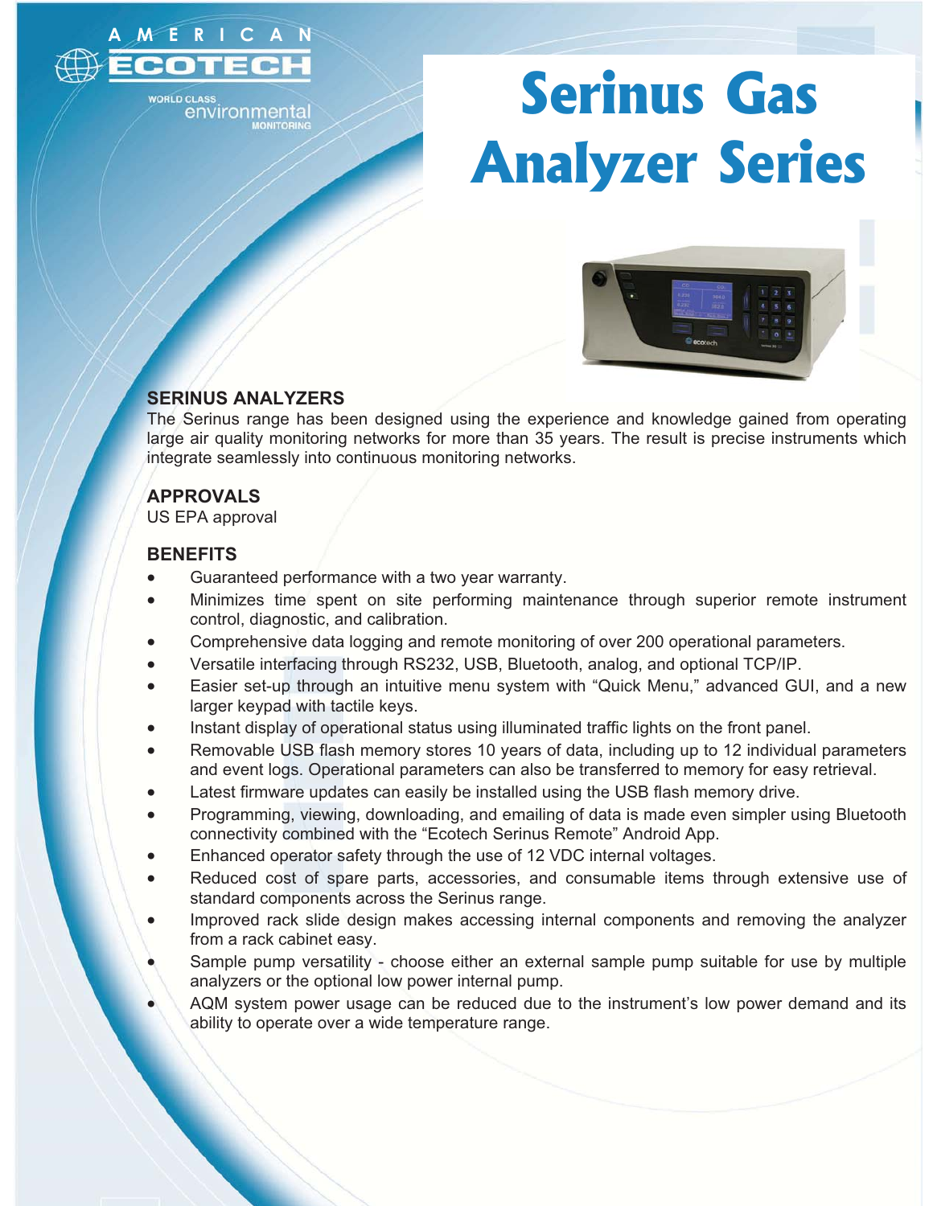AMERICAN ECOTECH

WORLD CLASS environmental MONITORING

# Serinus Gas Analyzer Series

## SERINUS ANALYZERS

The Serinus range has been designed using the experience and knowledge gained from operating large air quality monitoring networks for more than 35 years. The result is precise instruments which integrate seamlessly into continuous monitoring networks.

## APPROVALS

US EPA approval

## BENEFITS

- Guaranteed performance with a two year warranty.
- Minimizes time spent on site performing maintenance through superior remote instrument control, diagnostic, and calibration.
- Comprehensive data logging and remote monitoring of over 200 operational parameters.
- Versatile interfacing through RS232, USB, Bluetooth, analog, and optional TCP/IP.
- Easier set-up through an intuitive menu system with "Quick Menu," advanced GUI, and a new larger keypad with tactile keys.
- Instant display of operational status using illuminated traffic lights on the front panel.
- Removable USB flash memory stores 10 years of data, including up to 12 individual parameters and event logs. Operational parameters can also be transferred to memory for easy retrieval.
- Latest firmware updates can easily be installed using the USB flash memory drive.
- Programming, viewing, downloading, and emailing of data is made even simpler using Bluetooth connectivity combined with the "Ecotech Serinus Remote" Android App.
- Enhanced operator safety through the use of 12 VDC internal voltages.
- Reduced cost of spare parts, accessories, and consumable items through extensive use of standard components across the Serinus range.
- Improved rack slide design makes accessing internal components and removing the analyzer from a rack cabinet easy.
- Sample pump versatility - choose either an external sample pump suitable for use by multiple analyzers or the optional low power internal pump.
- AQM system power usage can be reduced due to the instrument's low power demand and its ability to operate over a wide temperature range.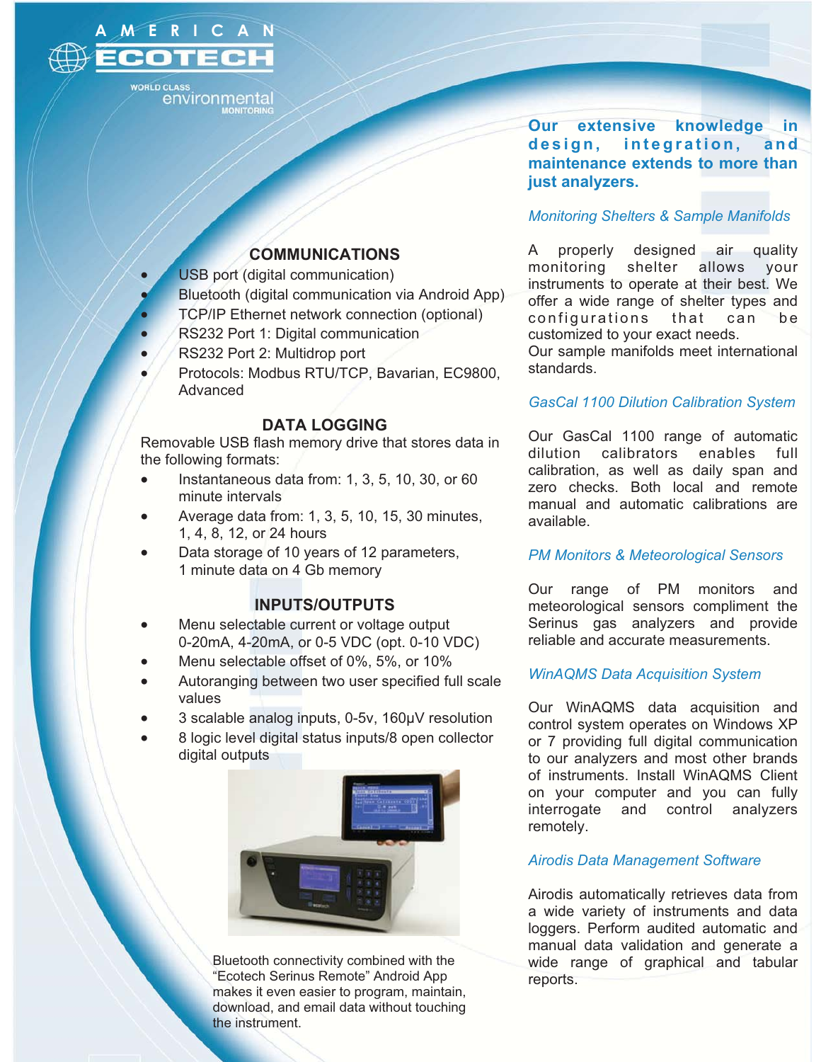AMERICAN ECOTECH

WORLD CLASS environmental MONITORING

## COMMUNICATIONS

- USB port (digital communication)
- Bluetooth (digital communication via Android App)
- TCP/IP Ethernet network connection (optional)
- RS232 Port 1: Digital communication
- RS232 Port 2: Multidrop port
- Protocols: Modbus RTU/TCP, Bavarian, EC9800, Advanced

## DATA LOGGING

Removable USB flash memory drive that stores data in the following formats:

- Instantaneous data from: 1, 3, 5, 10, 30, or 60 minute intervals
- Average data from: 1, 3, 5, 10, 15, 30 minutes, 1, 4, 8, 12, or 24 hours
- Data storage of 10 years of 12 parameters, 1 minute data on 4 Gb memory

## INPUTS/OUTPUTS

- Menu selectable current or voltage output 0-20mA, 4-20mA, or 0-5 VDC (opt. 0-10 VDC)
- Menu selectable offset of 0%, 5%, or 10%
- Autoranging between two user specified full scale values
- 3 scalable analog inputs, 0-5v, 160µV resolution
- 8 logic level digital status inputs/8 open collector digital outputs

Bluetooth connectivity combined with the "Ecotech Serinus Remote" Android App makes it even easier to program, maintain, download, and email data without touching the instrument.

**Our extensive knowledge in design, integration, and maintenance extends to more than just analyzers.**

*Monitoring Shelters & Sample Manifolds*

A properly designed air quality monitoring shelter allows your instruments to operate at their best. We offer a wide range of shelter types and configurations that can be customized to your exact needs.
Our sample manifolds meet international standards.

*GasCal 1100 Dilution Calibration System*

Our GasCal 1100 range of automatic dilution calibrators enables full calibration, as well as daily span and zero checks. Both local and remote manual and automatic calibrations are available.

*PM Monitors & Meteorological Sensors*

Our range of PM monitors and meteorological sensors compliment the Serinus gas analyzers and provide reliable and accurate measurements.

*WinAQMS Data Acquisition System*

Our WinAQMS data acquisition and control system operates on Windows XP or 7 providing full digital communication to our analyzers and most other brands of instruments. Install WinAQMS Client on your computer and you can fully interrogate and control analyzers remotely.

*Airodis Data Management Software*

Airodis automatically retrieves data from a wide variety of instruments and data loggers. Perform audited automatic and manual data validation and generate a wide range of graphical and tabular reports.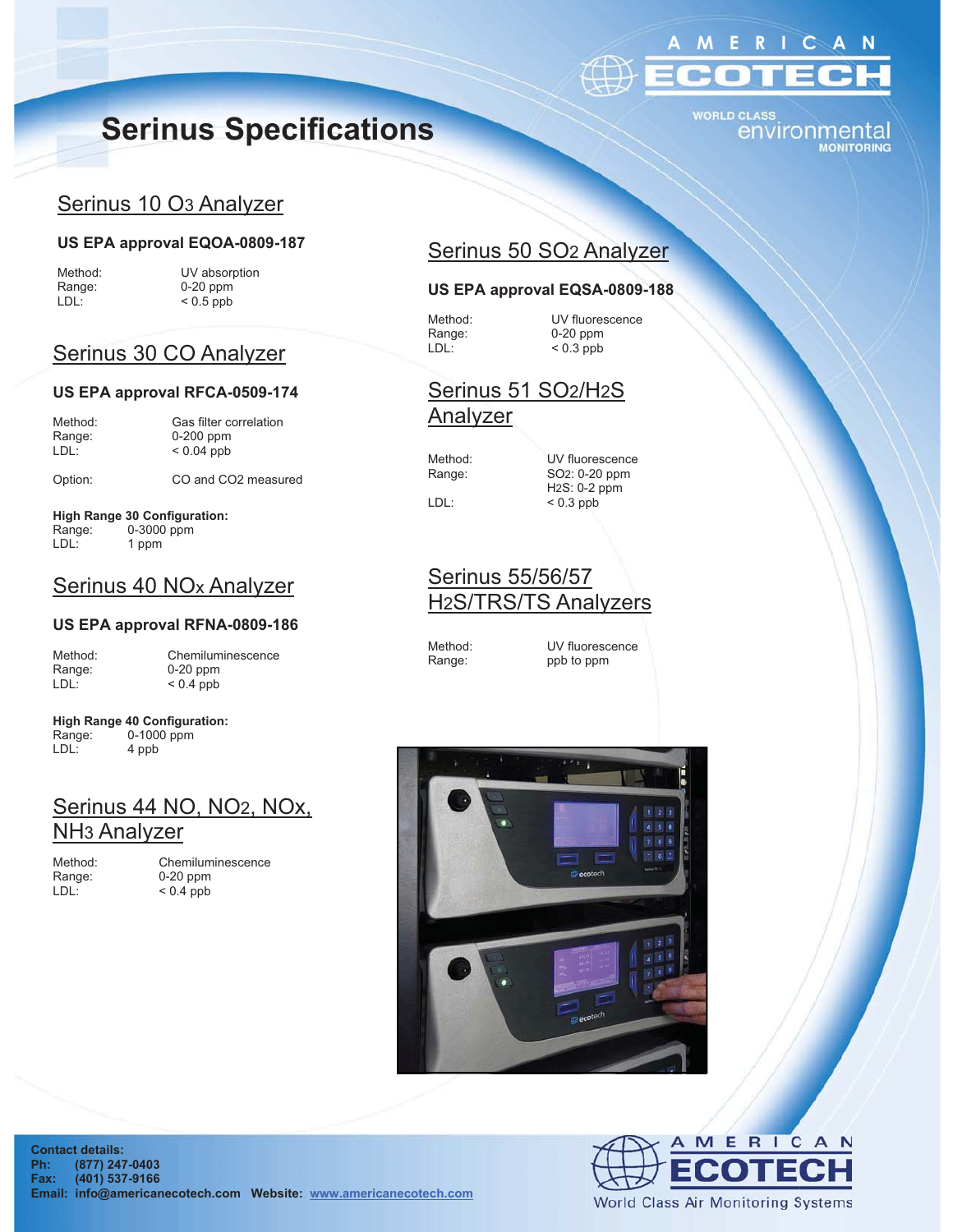# Serinus Specifications

## Serinus 10 $O_3$ Analyzer

**US EPA approval EQOA-0809-187**

| | |
|---|---|
| Method: | UV absorption |
| Range: | 0-20 ppm |
| LDL: | < 0.5 ppb |

## Serinus 30 CO Analyzer

**US EPA approval RFCA-0509-174**

| | |
|---|---|
| Method: | Gas filter correlation |
| Range: | 0-200 ppm |
| LDL: | < 0.04 ppb |
| Option: | CO and CO2 measured |

**High Range 30 Configuration:**

| | |
|---|---|
| Range: | 0-3000 ppm |
| LDL: | 1 ppm |

## Serinus 40 $NO_x$ Analyzer

**US EPA approval RFNA-0809-186**

| | |
|---|---|
| Method: | Chemiluminescence |
| Range: | 0-20 ppm |
| LDL: | < 0.4 ppb |

**High Range 40 Configuration:**

| | |
|---|---|
| Range: | 0-1000 ppm |
| LDL: | 4 ppb |

## Serinus 44 NO, $NO_2$, $NO_x$, $NH_3$ Analyzer

| | |
|---|---|
| Method: | Chemiluminescence |
| Range: | 0-20 ppm |
| LDL: | < 0.4 ppb |

## Serinus 50 $SO_2$ Analyzer

**US EPA approval EQSA-0809-188**

| | |
|---|---|
| Method: | UV fluorescence |
| Range: | 0-20 ppm |
| LDL: | < 0.3 ppb |

## Serinus 51 $SO_2$/$H_2S$ Analyzer

| | |
|---|---|
| Method: | UV fluorescence |
| Range: | $SO_2$: 0-20 ppm<br>$H_2S$: 0-2 ppm |
| LDL: | < 0.3 ppb |

## Serinus 55/56/57 $H_2S$/TRS/TS Analyzers

| | |
|---|---|
| Method: | UV fluorescence |
| Range: | ppb to ppm |

**Contact details:**
**Ph:** (877) 247-0403
**Fax:** (401) 537-9166
**Email:** info@americanecotech.com **Website:** www.americanecotech.com

AMERICAN ECOTECH
World Class Air Monitoring Systems